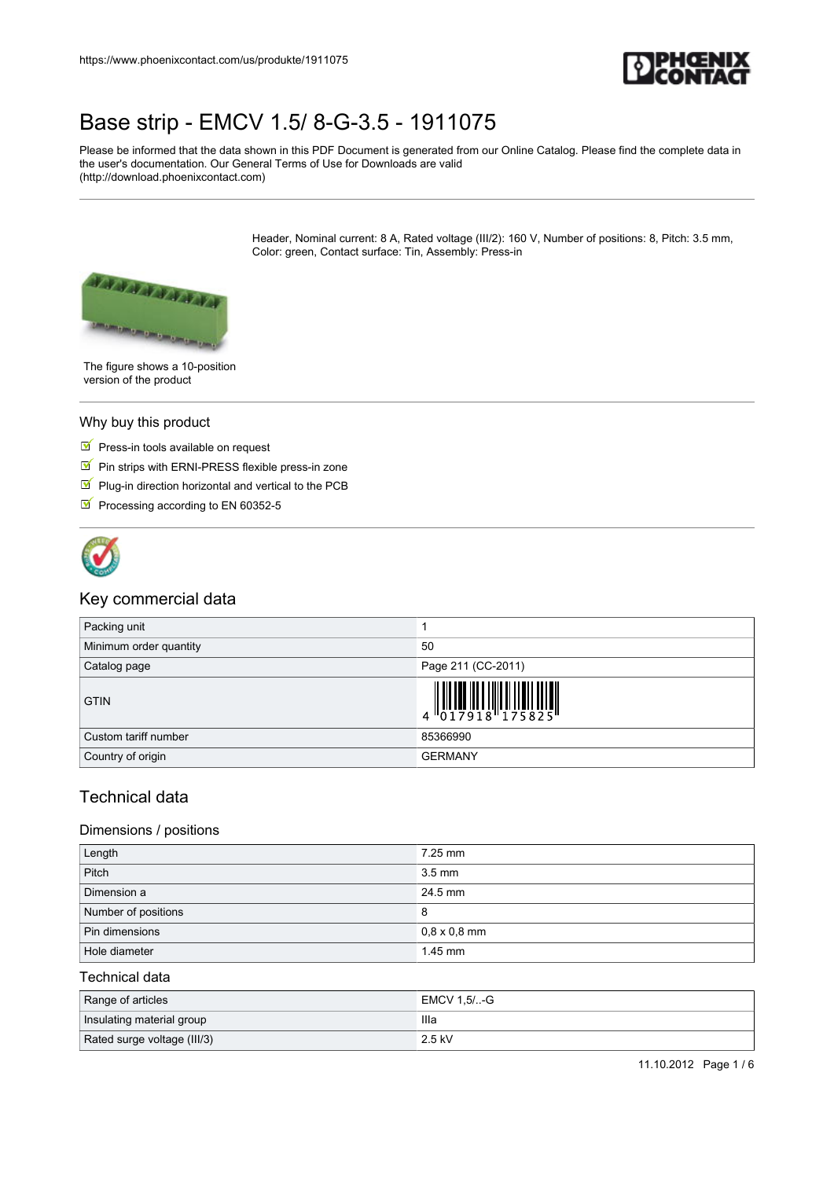# Base strip - EMCV 1.5/ 8-G-3.5 - 1911075

Please be informed that the data shown in this PDF Document is generated from our Online Catalog. Please find the complete data in the user's documentation. Our General Terms of Use for Downloads are valid (http://download.phoenixcontact.com)

Header, Nominal current: 8 A, Rated voltage (III/2): 160 V, Number of positions: 8, Pitch: 3.5 mm, Color: green, Contact surface: Tin, Assembly: Press-in

The figure shows a 10-position version of the product

## Why buy this product

- Press-in tools available on request
- Pin strips with ERNI-PRESS flexible press-in zone
- Plug-in direction horizontal and vertical to the PCB
- Processing according to EN 60352-5

## Key commercial data

| | |
|---|---|
| Packing unit | 1 |
| Minimum order quantity | 50 |
| Catalog page | Page 211 (CC-2011) |
| GTIN | 4 017918 175825 |
| Custom tariff number | 85366990 |
| Country of origin | GERMANY |

## Technical data

### Dimensions / positions

| | |
|---|---|
| Length | 7.25 mm |
| Pitch | 3.5 mm |
| Dimension a | 24.5 mm |
| Number of positions | 8 |
| Pin dimensions | 0,8 x 0,8 mm |
| Hole diameter | 1.45 mm |

### Technical data

| | |
|---|---|
| Range of articles | EMCV 1,5/..-G |
| Insulating material group | IIIa |
| Rated surge voltage (III/3) | 2.5 kV |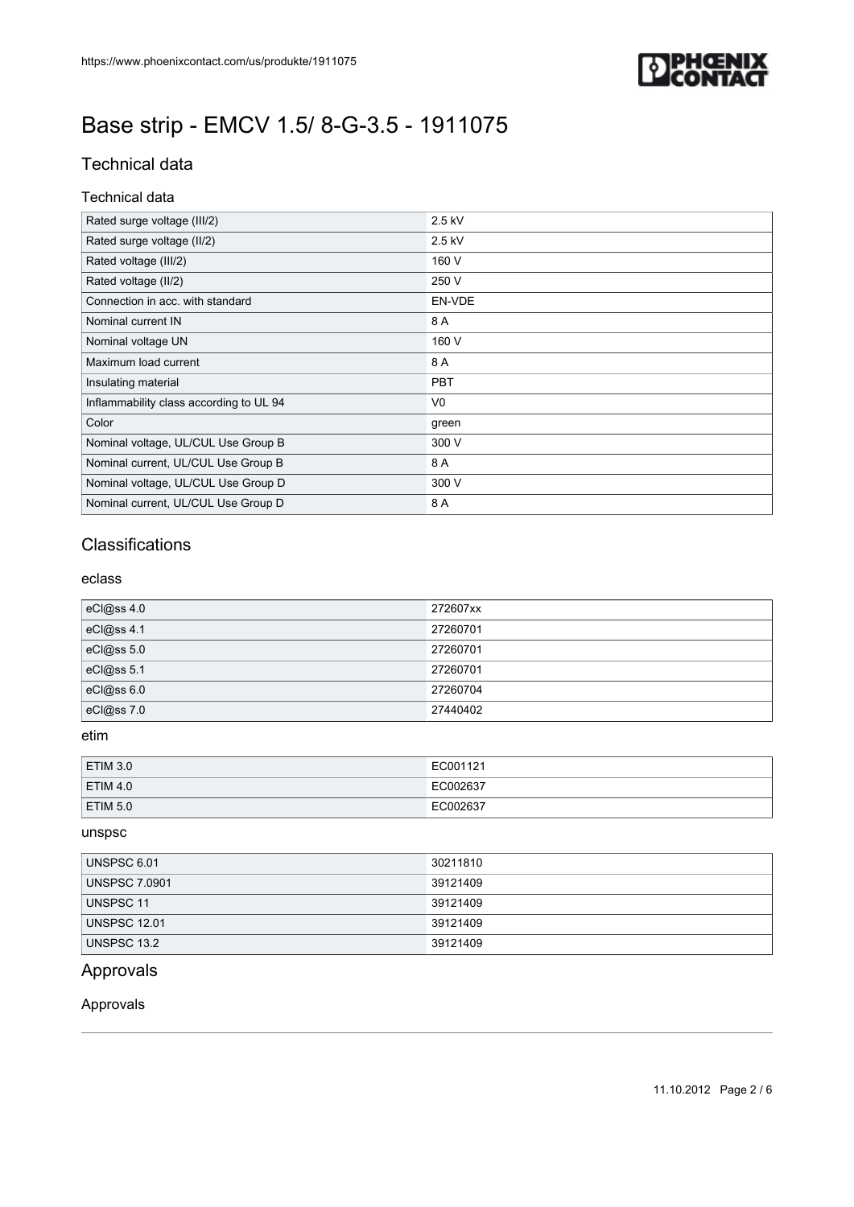# Base strip - EMCV 1.5/ 8-G-3.5 - 1911075

## Technical data

### Technical data

| | |
|---|---|
| Rated surge voltage (III/2) | 2.5 kV |
| Rated surge voltage (II/2) | 2.5 kV |
| Rated voltage (III/2) | 160 V |
| Rated voltage (II/2) | 250 V |
| Connection in acc. with standard | EN-VDE |
| Nominal current IN | 8 A |
| Nominal voltage UN | 160 V |
| Maximum load current | 8 A |
| Insulating material | PBT |
| Inflammability class according to UL 94 | V0 |
| Color | green |
| Nominal voltage, UL/CUL Use Group B | 300 V |
| Nominal current, UL/CUL Use Group B | 8 A |
| Nominal voltage, UL/CUL Use Group D | 300 V |
| Nominal current, UL/CUL Use Group D | 8 A |

## Classifications

### eclass

| | |
|---|---|
| eCl@ss 4.0 | 272607xx |
| eCl@ss 4.1 | 27260701 |
| eCl@ss 5.0 | 27260701 |
| eCl@ss 5.1 | 27260701 |
| eCl@ss 6.0 | 27260704 |
| eCl@ss 7.0 | 27440402 |

### etim

| | |
|---|---|
| ETIM 3.0 | EC001121 |
| ETIM 4.0 | EC002637 |
| ETIM 5.0 | EC002637 |

### unspsc

| | |
|---|---|
| UNSPSC 6.01 | 30211810 |
| UNSPSC 7.0901 | 39121409 |
| UNSPSC 11 | 39121409 |
| UNSPSC 12.01 | 39121409 |
| UNSPSC 13.2 | 39121409 |

## Approvals

### Approvals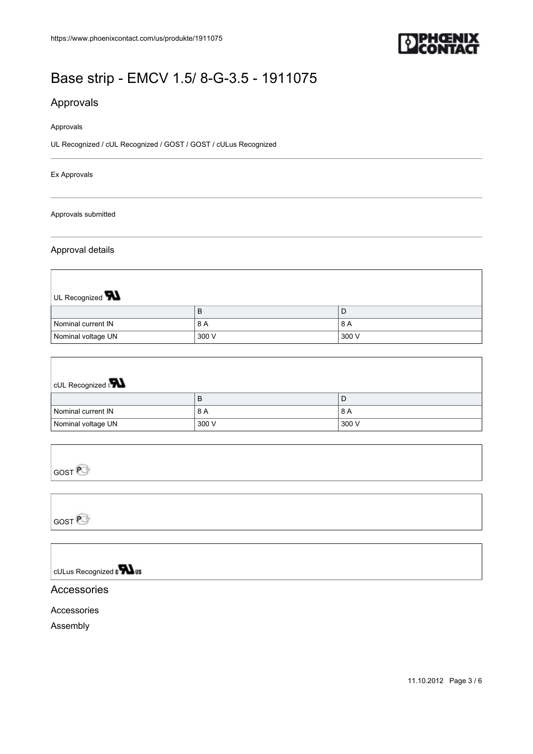# Base strip - EMCV 1.5/ 8-G-3.5 - 1911075

## Approvals

Approvals

UL Recognized / cUL Recognized / GOST / GOST / cULus Recognized

Ex Approvals

Approvals submitted

### Approval details

UL Recognized

| | B | D |
|---|---|---|
| Nominal current IN | 8 A | 8 A |
| Nominal voltage UN | 300 V | 300 V |

cUL Recognized

| | B | D |
|---|---|---|
| Nominal current IN | 8 A | 8 A |
| Nominal voltage UN | 300 V | 300 V |

GOST

GOST

cULus Recognized

## Accessories

Accessories

Assembly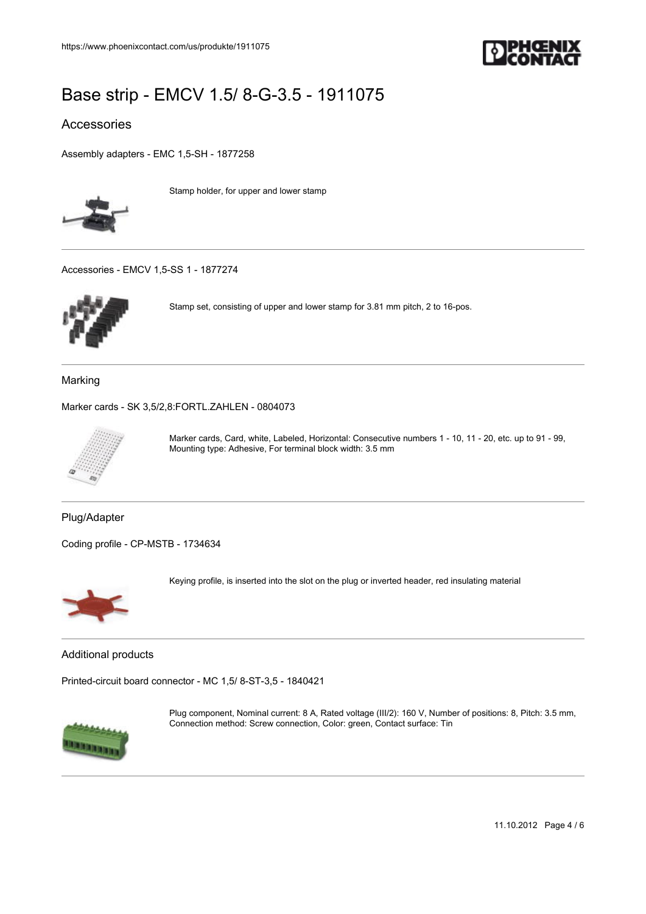# Base strip - EMCV 1.5/ 8-G-3.5 - 1911075

## Accessories

Assembly adapters - EMC 1,5-SH - 1877258

Stamp holder, for upper and lower stamp

---

Accessories - EMCV 1,5-SS 1 - 1877274

Stamp set, consisting of upper and lower stamp for 3.81 mm pitch, 2 to 16-pos.

---

### Marking

Marker cards - SK 3,5/2,8:FORTL.ZAHLEN - 0804073

Marker cards, Card, white, Labeled, Horizontal: Consecutive numbers 1 - 10, 11 - 20, etc. up to 91 - 99, Mounting type: Adhesive, For terminal block width: 3.5 mm

---

### Plug/Adapter

Coding profile - CP-MSTB - 1734634

Keying profile, is inserted into the slot on the plug or inverted header, red insulating material

---

### Additional products

Printed-circuit board connector - MC 1,5/ 8-ST-3,5 - 1840421

Plug component, Nominal current: 8 A, Rated voltage (III/2): 160 V, Number of positions: 8, Pitch: 3.5 mm, Connection method: Screw connection, Color: green, Contact surface: Tin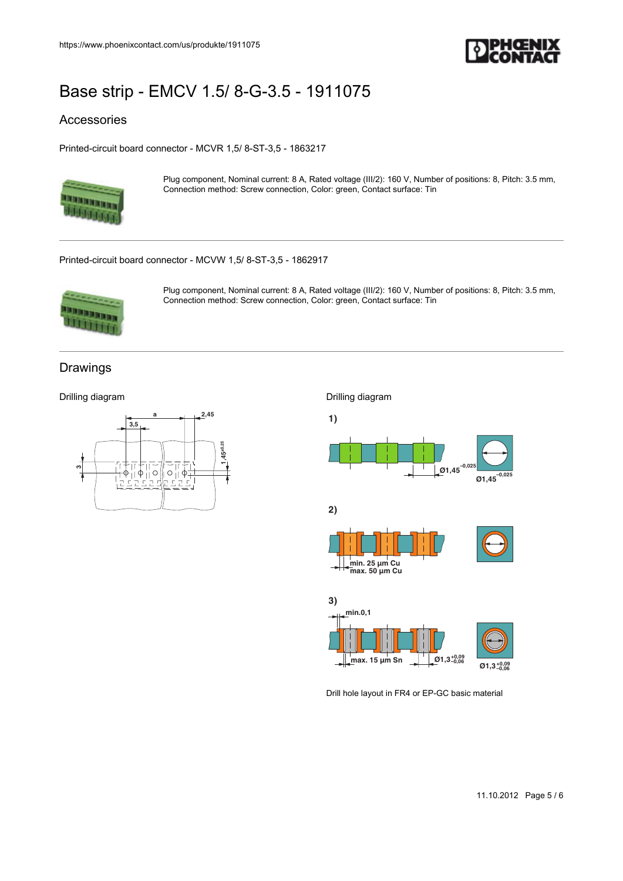# Base strip - EMCV 1.5/ 8-G-3.5 - 1911075

## Accessories

Printed-circuit board connector - MCVR 1,5/ 8-ST-3,5 - 1863217

Plug component, Nominal current: 8 A, Rated voltage (III/2): 160 V, Number of positions: 8, Pitch: 3.5 mm, Connection method: Screw connection, Color: green, Contact surface: Tin

---

Printed-circuit board connector - MCVW 1,5/ 8-ST-3,5 - 1862917

Plug component, Nominal current: 8 A, Rated voltage (III/2): 160 V, Number of positions: 8, Pitch: 3.5 mm, Connection method: Screw connection, Color: green, Contact surface: Tin

---

## Drawings

Drilling diagram

Drilling diagram

Drill hole layout in FR4 or EP-GC basic material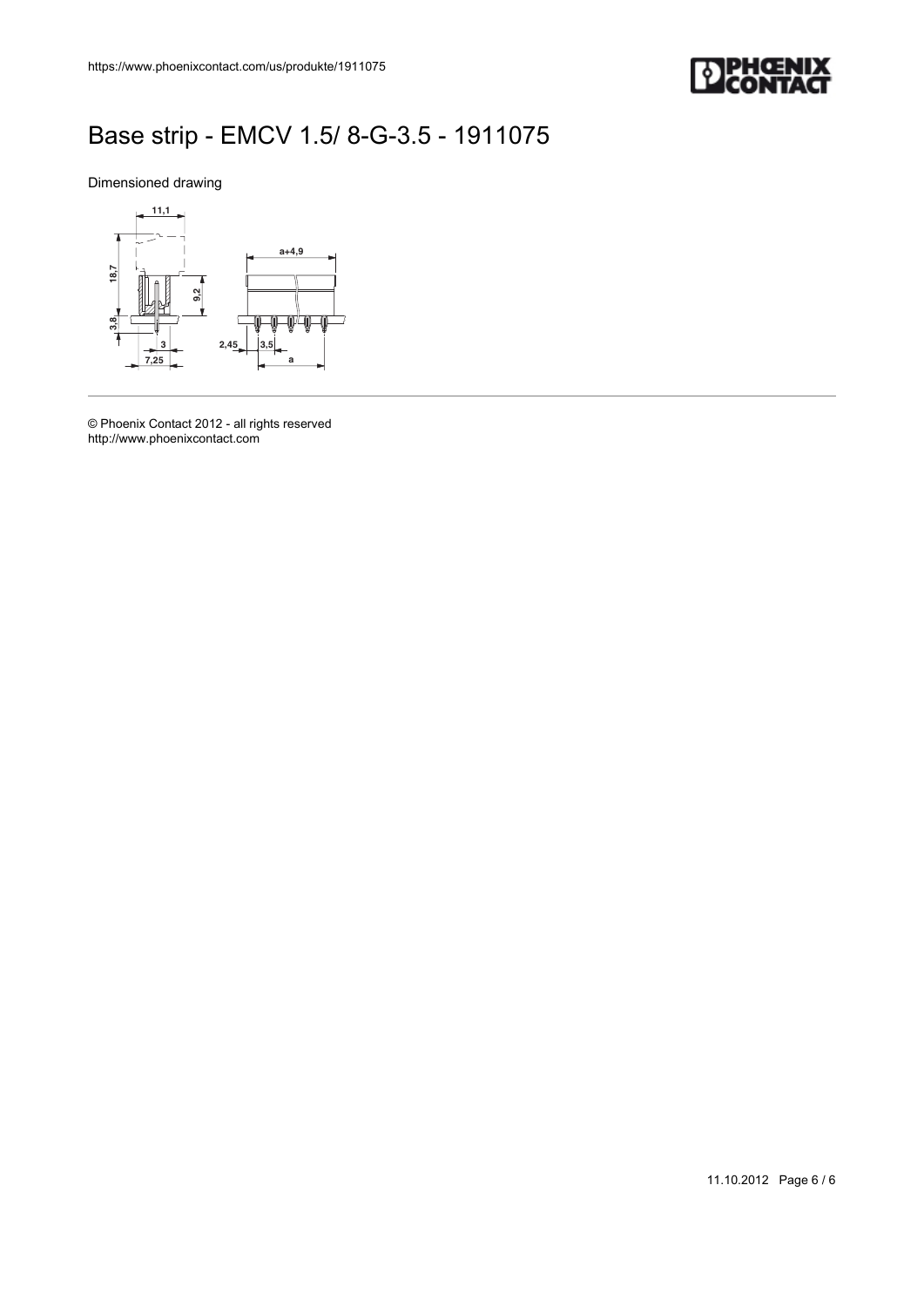# Base strip - EMCV 1.5/ 8-G-3.5 - 1911075

Dimensioned drawing

11,1

18,7

9,2

3,8

3

7,25

a+4,9

2,45

3,5

a

© Phoenix Contact 2012 - all rights reserved
http://www.phoenixcontact.com